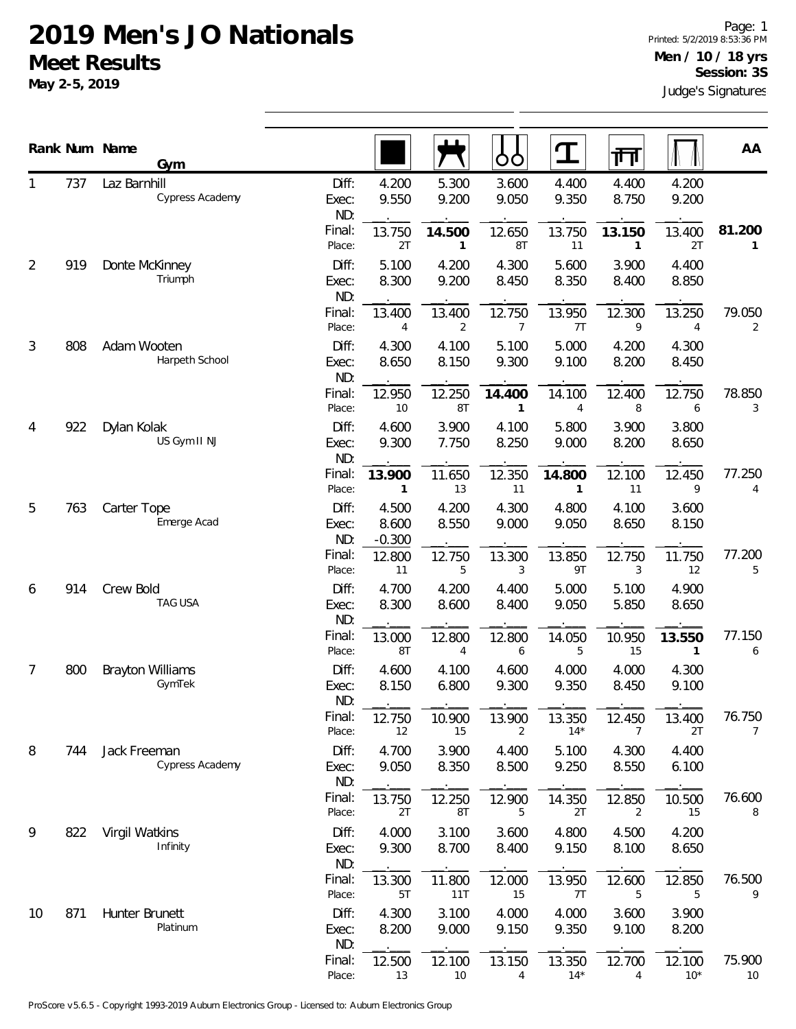# 2019 Men's JO Nationals

## Meet Results

**May 2-5, 2019**

Printed: 5/2/2019 8:53:36 PM

**Men / 10 / 18 yrs**

**Session: 3S**

Judge's Signatures

| Rank | Num | Name / Gym | | Floor | Pommel Horse | Rings | Vault | Parallel Bars | High Bar | AA |
|---|---|---|---|---|---|---|---|---|---|---|
| 1 | 737 | Laz Barnhill<br>Cypress Academy | Diff: | 4.200 | 5.300 | 3.600 | 4.400 | 4.400 | 4.200 | |
| | | | Exec: | 9.550 | 9.200 | 9.050 | 9.350 | 8.750 | 9.200 | |
| | | | ND: | . | . | . | . | . | . | |
| | | | Final: | 13.750 | **14.500** | 12.650 | 13.750 | **13.150** | 13.400 | **81.200** |
| | | | Place: | 2T | **1** | 8T | 11 | **1** | 2T | **1** |
| 2 | 919 | Donte McKinney<br>Triumph | Diff: | 5.100 | 4.200 | 4.300 | 5.600 | 3.900 | 4.400 | |
| | | | Exec: | 8.300 | 9.200 | 8.450 | 8.350 | 8.400 | 8.850 | |
| | | | ND: | . | . | . | . | . | . | |
| | | | Final: | 13.400 | 13.400 | 12.750 | 13.950 | 12.300 | 13.250 | 79.050 |
| | | | Place: | 4 | 2 | 7 | 7T | 9 | 4 | 2 |
| 3 | 808 | Adam Wooten<br>Harpeth School | Diff: | 4.300 | 4.100 | 5.100 | 5.000 | 4.200 | 4.300 | |
| | | | Exec: | 8.650 | 8.150 | 9.300 | 9.100 | 8.200 | 8.450 | |
| | | | ND: | . | . | . | . | . | . | |
| | | | Final: | 12.950 | 12.250 | **14.400** | 14.100 | 12.400 | 12.750 | 78.850 |
| | | | Place: | 10 | 8T | **1** | 4 | 8 | 6 | 3 |
| 4 | 922 | Dylan Kolak<br>US Gym II NJ | Diff: | 4.600 | 3.900 | 4.100 | 5.800 | 3.900 | 3.800 | |
| | | | Exec: | 9.300 | 7.750 | 8.250 | 9.000 | 8.200 | 8.650 | |
| | | | ND: | . | . | . | . | . | . | |
| | | | Final: | **13.900** | 11.650 | 12.350 | **14.800** | 12.100 | 12.450 | 77.250 |
| | | | Place: | **1** | 13 | 11 | **1** | 11 | 9 | 4 |
| 5 | 763 | Carter Tope<br>Emerge Acad | Diff: | 4.500 | 4.200 | 4.300 | 4.800 | 4.100 | 3.600 | |
| | | | Exec: | 8.600 | 8.550 | 9.000 | 9.050 | 8.650 | 8.150 | |
| | | | ND: | -0.300 | . | . | . | . | . | |
| | | | Final: | 12.800 | 12.750 | 13.300 | 13.850 | 12.750 | 11.750 | 77.200 |
| | | | Place: | 11 | 5 | 3 | 9T | 3 | 12 | 5 |
| 6 | 914 | Crew Bold<br>TAG USA | Diff: | 4.700 | 4.200 | 4.400 | 5.000 | 5.100 | 4.900 | |
| | | | Exec: | 8.300 | 8.600 | 8.400 | 9.050 | 5.850 | 8.650 | |
| | | | ND: | . | . | . | . | . | . | |
| | | | Final: | 13.000 | 12.800 | 12.800 | 14.050 | 10.950 | **13.550** | 77.150 |
| | | | Place: | 8T | 4 | 6 | 5 | 15 | **1** | 6 |
| 7 | 800 | Brayton Williams<br>GymTek | Diff: | 4.600 | 4.100 | 4.600 | 4.000 | 4.000 | 4.300 | |
| | | | Exec: | 8.150 | 6.800 | 9.300 | 9.350 | 8.450 | 9.100 | |
| | | | ND: | . | . | . | . | . | . | |
| | | | Final: | 12.750 | 10.900 | 13.900 | 13.350 | 12.450 | 13.400 | 76.750 |
| | | | Place: | 12 | 15 | 2 | 14* | 7 | 2T | 7 |
| 8 | 744 | Jack Freeman<br>Cypress Academy | Diff: | 4.700 | 3.900 | 4.400 | 5.100 | 4.300 | 4.400 | |
| | | | Exec: | 9.050 | 8.350 | 8.500 | 9.250 | 8.550 | 6.100 | |
| | | | ND: | . | . | . | . | . | . | |
| | | | Final: | 13.750 | 12.250 | 12.900 | 14.350 | 12.850 | 10.500 | 76.600 |
| | | | Place: | 2T | 8T | 5 | 2T | 2 | 15 | 8 |
| 9 | 822 | Virgil Watkins<br>Infinity | Diff: | 4.000 | 3.100 | 3.600 | 4.800 | 4.500 | 4.200 | |
| | | | Exec: | 9.300 | 8.700 | 8.400 | 9.150 | 8.100 | 8.650 | |
| | | | ND: | . | . | . | . | . | . | |
| | | | Final: | 13.300 | 11.800 | 12.000 | 13.950 | 12.600 | 12.850 | 76.500 |
| | | | Place: | 5T | 11T | 15 | 7T | 5 | 5 | 9 |
| 10 | 871 | Hunter Brunett<br>Platinum | Diff: | 4.300 | 3.100 | 4.000 | 4.000 | 3.600 | 3.900 | |
| | | | Exec: | 8.200 | 9.000 | 9.150 | 9.350 | 9.100 | 8.200 | |
| | | | ND: | . | . | . | . | . | . | |
| | | | Final: | 12.500 | 12.100 | 13.150 | 13.350 | 12.700 | 12.100 | 75.900 |
| | | | Place: | 13 | 10 | 4 | 14* | 4 | 10* | 10 |

ProScore v5.6.5 - Copyright 1993-2019 Auburn Electronics Group - Licensed to: Auburn Electronics Group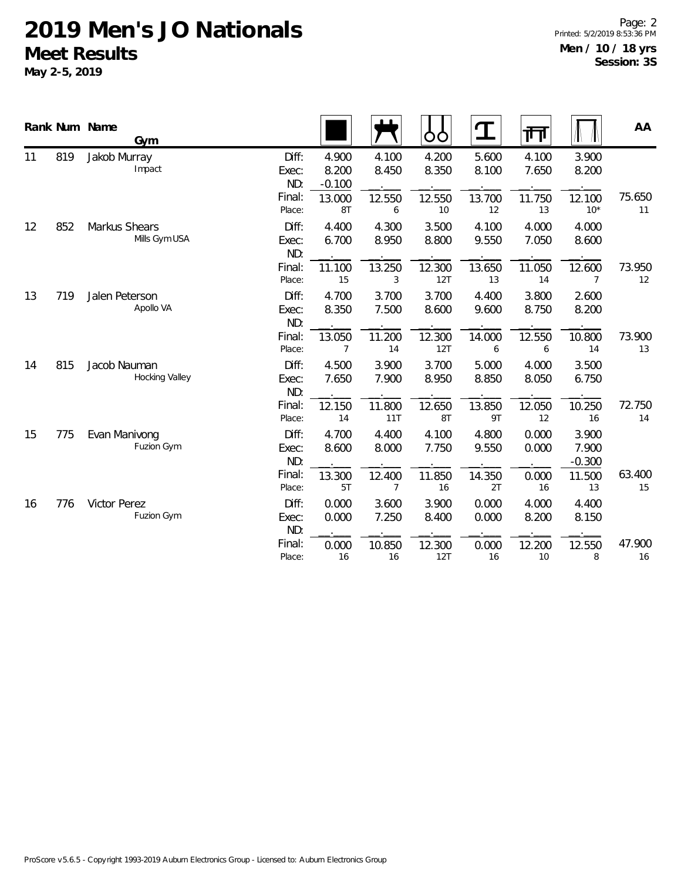# 2019 Men's JO Nationals

## Meet Results

**May 2-5, 2019**

**Men / 10 / 18 yrs**
**Session: 3S**

| Rank | Num | Name / Gym | | Floor | Pommel Horse | Rings | Vault | Parallel Bars | High Bar | AA |
|---|---|---|---|---|---|---|---|---|---|---|
| 11 | 819 | Jakob Murray | Diff: | 4.900 | 4.100 | 4.200 | 5.600 | 4.100 | 3.900 | |
| | | Impact | Exec: | 8.200 | 8.450 | 8.350 | 8.100 | 7.650 | 8.200 | |
| | | | ND: | -0.100 | . | . | . | . | . | |
| | | | Final: | 13.000 | 12.550 | 12.550 | 13.700 | 11.750 | 12.100 | 75.650 |
| | | | Place: | 8T | 6 | 10 | 12 | 13 | 10* | 11 |
| 12 | 852 | Markus Shears | Diff: | 4.400 | 4.300 | 3.500 | 4.100 | 4.000 | 4.000 | |
| | | Mills Gym USA | Exec: | 6.700 | 8.950 | 8.800 | 9.550 | 7.050 | 8.600 | |
| | | | ND: | . | . | . | . | . | . | |
| | | | Final: | 11.100 | 13.250 | 12.300 | 13.650 | 11.050 | 12.600 | 73.950 |
| | | | Place: | 15 | 3 | 12T | 13 | 14 | 7 | 12 |
| 13 | 719 | Jalen Peterson | Diff: | 4.700 | 3.700 | 3.700 | 4.400 | 3.800 | 2.600 | |
| | | Apollo VA | Exec: | 8.350 | 7.500 | 8.600 | 9.600 | 8.750 | 8.200 | |
| | | | ND: | . | . | . | . | . | . | |
| | | | Final: | 13.050 | 11.200 | 12.300 | 14.000 | 12.550 | 10.800 | 73.900 |
| | | | Place: | 7 | 14 | 12T | 6 | 6 | 14 | 13 |
| 14 | 815 | Jacob Nauman | Diff: | 4.500 | 3.900 | 3.700 | 5.000 | 4.000 | 3.500 | |
| | | Hocking Valley | Exec: | 7.650 | 7.900 | 8.950 | 8.850 | 8.050 | 6.750 | |
| | | | ND: | . | . | . | . | . | . | |
| | | | Final: | 12.150 | 11.800 | 12.650 | 13.850 | 12.050 | 10.250 | 72.750 |
| | | | Place: | 14 | 11T | 8T | 9T | 12 | 16 | 14 |
| 15 | 775 | Evan Manivong | Diff: | 4.700 | 4.400 | 4.100 | 4.800 | 0.000 | 3.900 | |
| | | Fuzion Gym | Exec: | 8.600 | 8.000 | 7.750 | 9.550 | 0.000 | 7.900 | |
| | | | ND: | . | . | . | . | . | -0.300 | |
| | | | Final: | 13.300 | 12.400 | 11.850 | 14.350 | 0.000 | 11.500 | 63.400 |
| | | | Place: | 5T | 7 | 16 | 2T | 16 | 13 | 15 |
| 16 | 776 | Victor Perez | Diff: | 0.000 | 3.600 | 3.900 | 0.000 | 4.000 | 4.400 | |
| | | Fuzion Gym | Exec: | 0.000 | 7.250 | 8.400 | 0.000 | 8.200 | 8.150 | |
| | | | ND: | . | . | . | . | . | . | |
| | | | Final: | 0.000 | 10.850 | 12.300 | 0.000 | 12.200 | 12.550 | 47.900 |
| | | | Place: | 16 | 16 | 12T | 16 | 10 | 8 | 16 |

ProScore v5.6.5 - Copyright 1993-2019 Auburn Electronics Group - Licensed to: Auburn Electronics Group